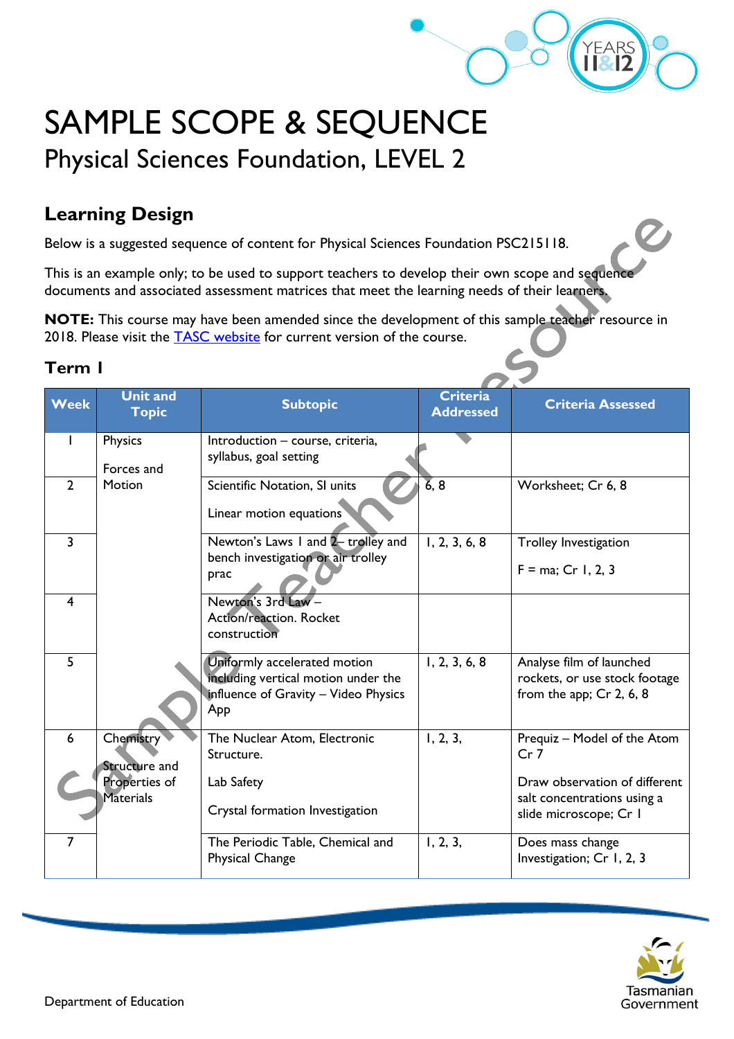# SAMPLE SCOPE & SEQUENCE

## Physical Sciences Foundation, LEVEL 2

## Learning Design

Below is a suggested sequence of content for Physical Sciences Foundation PSC215118.

This is an example only; to be used to support teachers to develop their own scope and sequence documents and associated assessment matrices that meet the learning needs of their learners.

**NOTE:** This course may have been amended since the development of this sample teacher resource in 2018. Please visit the TASC website for current version of the course.

### Term 1

| Week | Unit and Topic | Subtopic | Criteria Addressed | Criteria Assessed |
|---|---|---|---|---|
| 1 | Physics<br><br>Forces and Motion | Introduction – course, criteria, syllabus, goal setting | | |
| 2 | | Scientific Notation, SI units<br><br>Linear motion equations | 6, 8 | Worksheet; Cr 6, 8 |
| 3 | | Newton's Laws 1 and 2– trolley and bench investigation or air trolley prac | 1, 2, 3, 6, 8 | Trolley Investigation<br><br>F = ma; Cr 1, 2, 3 |
| 4 | | Newton's 3rd Law – Action/reaction. Rocket construction | | |
| 5 | | Uniformly accelerated motion including vertical motion under the influence of Gravity – Video Physics App | 1, 2, 3, 6, 8 | Analyse film of launched rockets, or use stock footage from the app; Cr 2, 6, 8 |
| 6 | Chemistry<br><br>Structure and Properties of Materials | The Nuclear Atom, Electronic Structure.<br><br>Lab Safety<br><br>Crystal formation Investigation | 1, 2, 3, | Prequiz – Model of the Atom Cr 7<br><br>Draw observation of different salt concentrations using a slide microscope; Cr 1 |
| 7 | | The Periodic Table, Chemical and Physical Change | 1, 2, 3, | Does mass change Investigation; Cr 1, 2, 3 |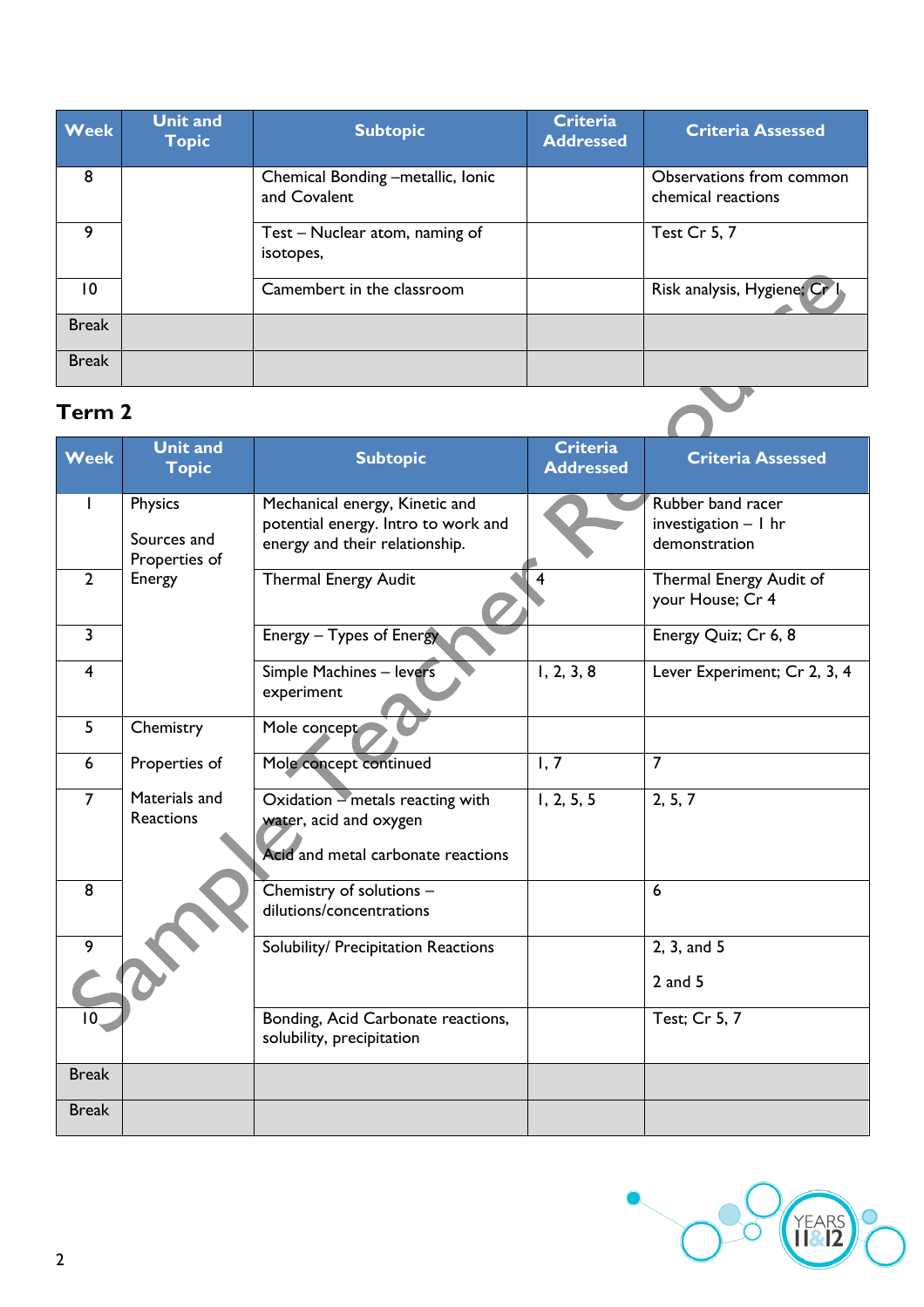| Week | Unit and Topic | Subtopic | Criteria Addressed | Criteria Assessed |
|---|---|---|---|---|
| 8 | | Chemical Bonding –metallic, Ionic and Covalent | | Observations from common chemical reactions |
| 9 | | Test – Nuclear atom, naming of isotopes, | | Test Cr 5, 7 |
| 10 | | Camembert in the classroom | | Risk analysis, Hygiene; Cr 1 |
| Break | | | | |
| Break | | | | |

## Term 2

| Week | Unit and Topic | Subtopic | Criteria Addressed | Criteria Assessed |
|---|---|---|---|---|
| 1 | Physics<br><br>Sources and Properties of Energy | Mechanical energy, Kinetic and potential energy. Intro to work and energy and their relationship. | | Rubber band racer investigation – 1 hr demonstration |
| 2 | | Thermal Energy Audit | 4 | Thermal Energy Audit of your House; Cr 4 |
| 3 | | Energy – Types of Energy | | Energy Quiz; Cr 6, 8 |
| 4 | | Simple Machines – levers experiment | 1, 2, 3, 8 | Lever Experiment; Cr 2, 3, 4 |
| 5 | Chemistry | Mole concept | | |
| 6 | Properties of | Mole concept continued | 1, 7 | 7 |
| 7 | Materials and Reactions | Oxidation – metals reacting with water, acid and oxygen<br><br>Acid and metal carbonate reactions | 1, 2, 5, 5 | 2, 5, 7 |
| 8 | | Chemistry of solutions – dilutions/concentrations | | 6 |
| 9 | | Solubility/ Precipitation Reactions | | 2, 3, and 5<br><br>2 and 5 |
| 10 | | Bonding, Acid Carbonate reactions, solubility, precipitation | | Test; Cr 5, 7 |
| Break | | | | |
| Break | | | | |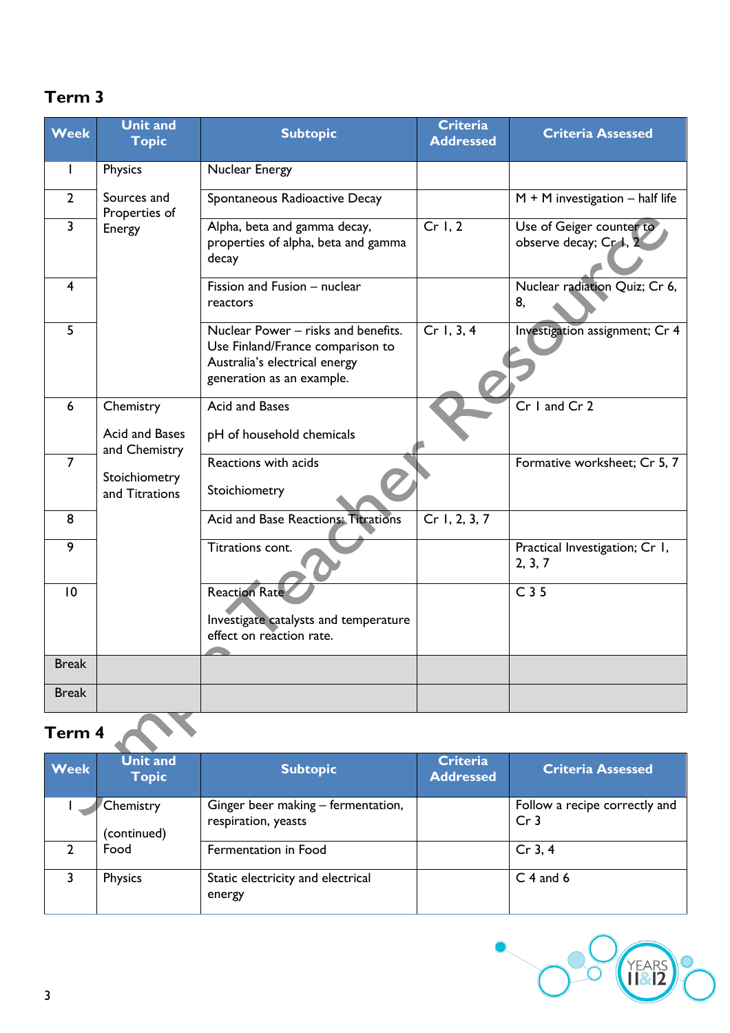## Term 3

| Week | Unit and Topic | Subtopic | Criteria Addressed | Criteria Assessed |
|---|---|---|---|---|
| 1 | Physics | Nuclear Energy | | |
| 2 | Sources and Properties of | Spontaneous Radioactive Decay | | M + M investigation – half life |
| 3 | Energy | Alpha, beta and gamma decay, properties of alpha, beta and gamma decay | Cr 1, 2 | Use of Geiger counter to observe decay; Cr 1, 2 |
| 4 | | Fission and Fusion – nuclear reactors | | Nuclear radiation Quiz; Cr 6, 8, |
| 5 | | Nuclear Power – risks and benefits. Use Finland/France comparison to Australia's electrical energy generation as an example. | Cr 1, 3, 4 | Investigation assignment; Cr 4 |
| 6 | Chemistry<br><br>Acid and Bases and Chemistry | Acid and Bases<br><br>pH of household chemicals | | Cr 1 and Cr 2 |
| 7 | Stoichiometry and Titrations | Reactions with acids<br><br>Stoichiometry | | Formative worksheet; Cr 5, 7 |
| 8 | | Acid and Base Reactions: Titrations | Cr 1, 2, 3, 7 | |
| 9 | | Titrations cont. | | Practical Investigation; Cr 1, 2, 3, 7 |
| 10 | | Reaction Rate<br><br>Investigate catalysts and temperature effect on reaction rate. | | C 3 5 |
| Break | | | | |
| Break | | | | |

## Term 4

| Week | Unit and Topic | Subtopic | Criteria Addressed | Criteria Assessed |
|---|---|---|---|---|
| 1 | Chemistry<br><br>(continued) | Ginger beer making – fermentation, respiration, yeasts | | Follow a recipe correctly and Cr 3 |
| 2 | Food | Fermentation in Food | | Cr 3, 4 |
| 3 | Physics | Static electricity and electrical energy | | C 4 and 6 |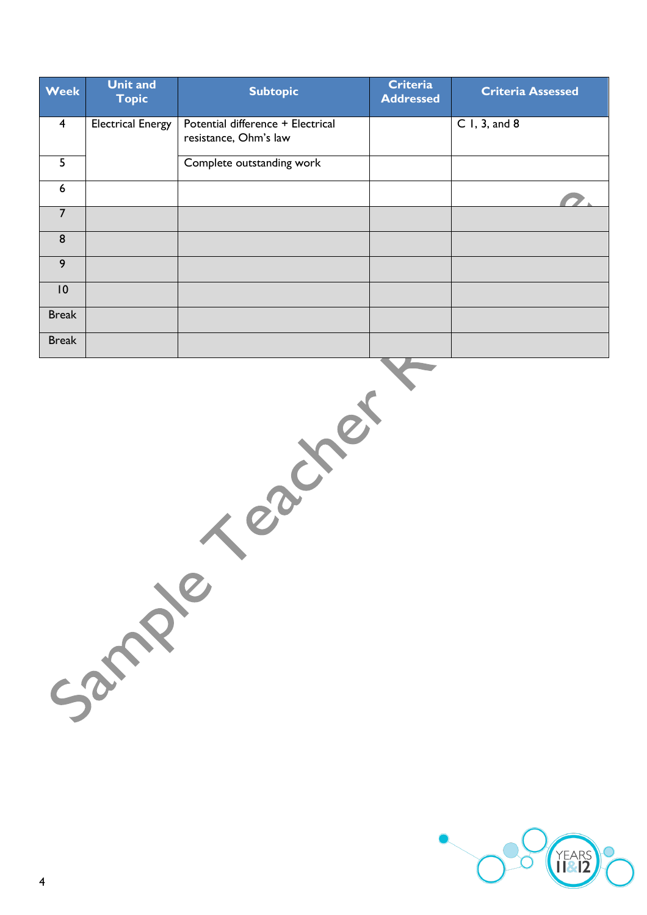| Week | Unit and Topic | Subtopic | Criteria Addressed | Criteria Assessed |
|---|---|---|---|---|
| 4 | Electrical Energy | Potential difference + Electrical resistance, Ohm's law | | C 1, 3, and 8 |
| 5 | | Complete outstanding work | | |
| 6 | | | | |
| 7 | | | | |
| 8 | | | | |
| 9 | | | | |
| 10 | | | | |
| Break | | | | |
| Break | | | | |